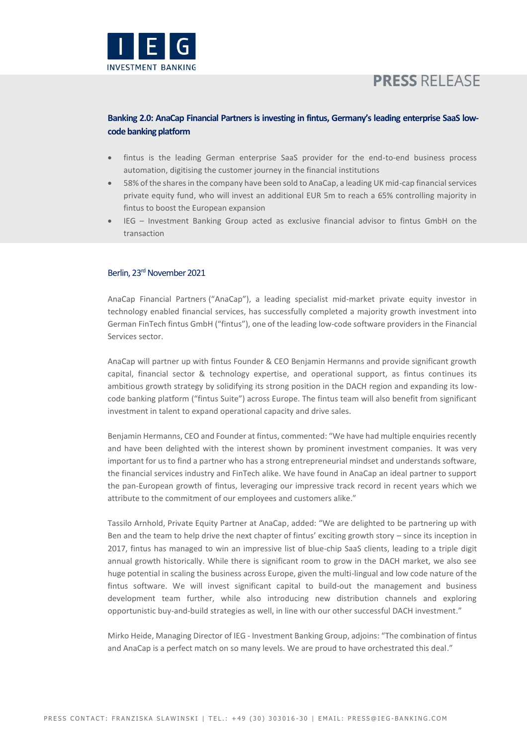**PRESS** RELEASE

## Banking 2.0: AnaCap Financial Partners is investing in fintus, Germany's leading enterprise SaaS low-code banking platform

- fintus is the leading German enterprise SaaS provider for the end-to-end business process automation, digitising the customer journey in the financial institutions
- 58% of the shares in the company have been sold to AnaCap, a leading UK mid-cap financial services private equity fund, who will invest an additional EUR 5m to reach a 65% controlling majority in fintus to boost the European expansion
- IEG – Investment Banking Group acted as exclusive financial advisor to fintus GmbH on the transaction

Berlin, 23rd November 2021

AnaCap Financial Partners ("AnaCap"), a leading specialist mid-market private equity investor in technology enabled financial services, has successfully completed a majority growth investment into German FinTech fintus GmbH ("fintus"), one of the leading low-code software providers in the Financial Services sector.

AnaCap will partner up with fintus Founder & CEO Benjamin Hermanns and provide significant growth capital, financial sector & technology expertise, and operational support, as fintus continues its ambitious growth strategy by solidifying its strong position in the DACH region and expanding its low-code banking platform ("fintus Suite") across Europe. The fintus team will also benefit from significant investment in talent to expand operational capacity and drive sales.

Benjamin Hermanns, CEO and Founder at fintus, commented: "We have had multiple enquiries recently and have been delighted with the interest shown by prominent investment companies. It was very important for us to find a partner who has a strong entrepreneurial mindset and understands software, the financial services industry and FinTech alike. We have found in AnaCap an ideal partner to support the pan-European growth of fintus, leveraging our impressive track record in recent years which we attribute to the commitment of our employees and customers alike."

Tassilo Arnhold, Private Equity Partner at AnaCap, added: "We are delighted to be partnering up with Ben and the team to help drive the next chapter of fintus' exciting growth story – since its inception in 2017, fintus has managed to win an impressive list of blue-chip SaaS clients, leading to a triple digit annual growth historically. While there is significant room to grow in the DACH market, we also see huge potential in scaling the business across Europe, given the multi-lingual and low code nature of the fintus software. We will invest significant capital to build-out the management and business development team further, while also introducing new distribution channels and exploring opportunistic buy-and-build strategies as well, in line with our other successful DACH investment."

Mirko Heide, Managing Director of IEG - Investment Banking Group, adjoins: "The combination of fintus and AnaCap is a perfect match on so many levels. We are proud to have orchestrated this deal."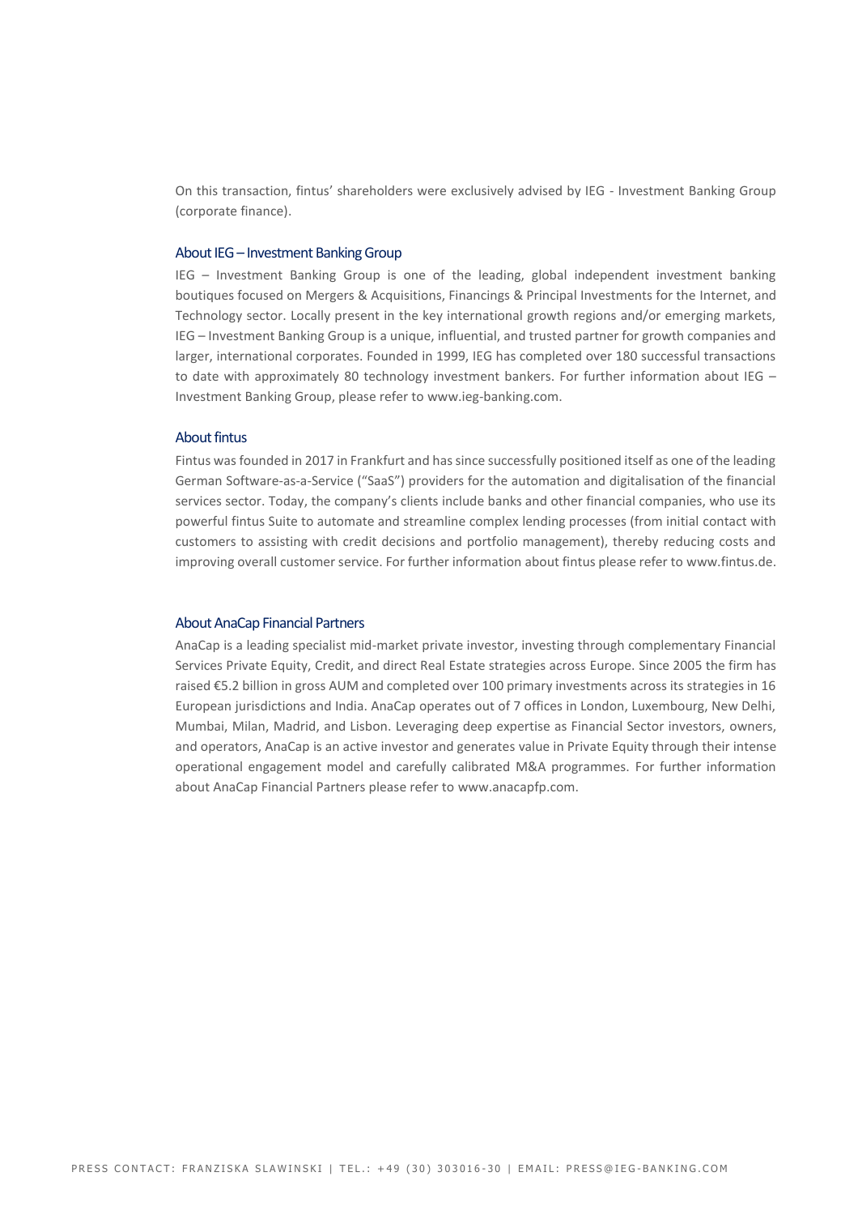On this transaction, fintus' shareholders were exclusively advised by IEG - Investment Banking Group (corporate finance).

### About IEG – Investment Banking Group

IEG – Investment Banking Group is one of the leading, global independent investment banking boutiques focused on Mergers & Acquisitions, Financings & Principal Investments for the Internet, and Technology sector. Locally present in the key international growth regions and/or emerging markets, IEG – Investment Banking Group is a unique, influential, and trusted partner for growth companies and larger, international corporates. Founded in 1999, IEG has completed over 180 successful transactions to date with approximately 80 technology investment bankers. For further information about IEG – Investment Banking Group, please refer to www.ieg-banking.com.

### About fintus

Fintus was founded in 2017 in Frankfurt and has since successfully positioned itself as one of the leading German Software-as-a-Service ("SaaS") providers for the automation and digitalisation of the financial services sector. Today, the company's clients include banks and other financial companies, who use its powerful fintus Suite to automate and streamline complex lending processes (from initial contact with customers to assisting with credit decisions and portfolio management), thereby reducing costs and improving overall customer service. For further information about fintus please refer to www.fintus.de.

### About AnaCap Financial Partners

AnaCap is a leading specialist mid-market private investor, investing through complementary Financial Services Private Equity, Credit, and direct Real Estate strategies across Europe. Since 2005 the firm has raised €5.2 billion in gross AUM and completed over 100 primary investments across its strategies in 16 European jurisdictions and India. AnaCap operates out of 7 offices in London, Luxembourg, New Delhi, Mumbai, Milan, Madrid, and Lisbon. Leveraging deep expertise as Financial Sector investors, owners, and operators, AnaCap is an active investor and generates value in Private Equity through their intense operational engagement model and carefully calibrated M&A programmes. For further information about AnaCap Financial Partners please refer to www.anacapfp.com.